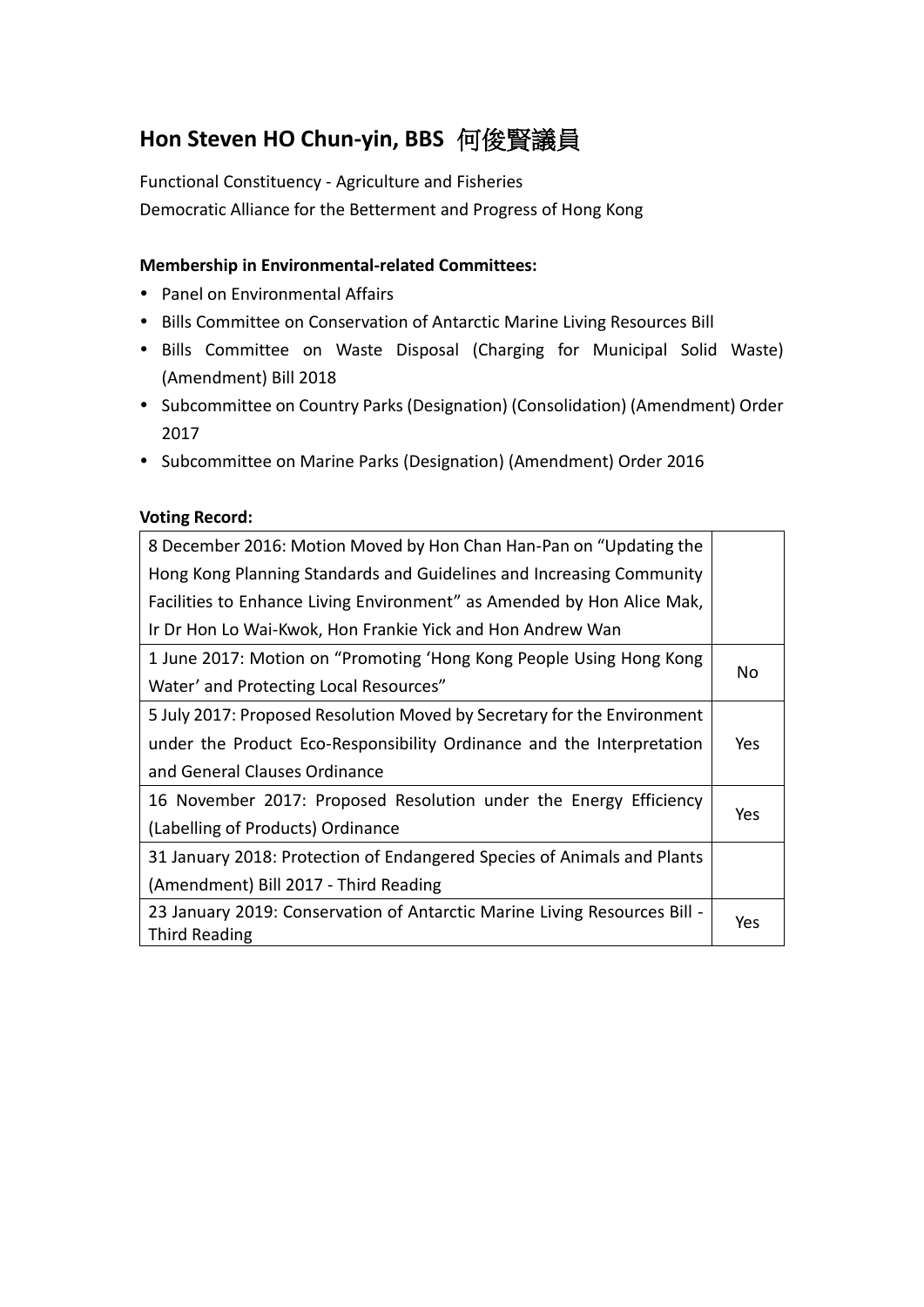## Hon Steven HO Chun-yin, BBS 何俊賢議員

Functional Constituency - Agriculture and Fisheries
Democratic Alliance for the Betterment and Progress of Hong Kong

**Membership in Environmental-related Committees:**

- Panel on Environmental Affairs
- Bills Committee on Conservation of Antarctic Marine Living Resources Bill
- Bills Committee on Waste Disposal (Charging for Municipal Solid Waste) (Amendment) Bill 2018
- Subcommittee on Country Parks (Designation) (Consolidation) (Amendment) Order 2017
- Subcommittee on Marine Parks (Designation) (Amendment) Order 2016

**Voting Record:**

| | |
|---|---|
| 8 December 2016: Motion Moved by Hon Chan Han-Pan on "Updating the Hong Kong Planning Standards and Guidelines and Increasing Community Facilities to Enhance Living Environment" as Amended by Hon Alice Mak, Ir Dr Hon Lo Wai-Kwok, Hon Frankie Yick and Hon Andrew Wan | |
| 1 June 2017: Motion on "Promoting 'Hong Kong People Using Hong Kong Water' and Protecting Local Resources" | No |
| 5 July 2017: Proposed Resolution Moved by Secretary for the Environment under the Product Eco-Responsibility Ordinance and the Interpretation and General Clauses Ordinance | Yes |
| 16 November 2017: Proposed Resolution under the Energy Efficiency (Labelling of Products) Ordinance | Yes |
| 31 January 2018: Protection of Endangered Species of Animals and Plants (Amendment) Bill 2017 - Third Reading | |
| 23 January 2019: Conservation of Antarctic Marine Living Resources Bill - Third Reading | Yes |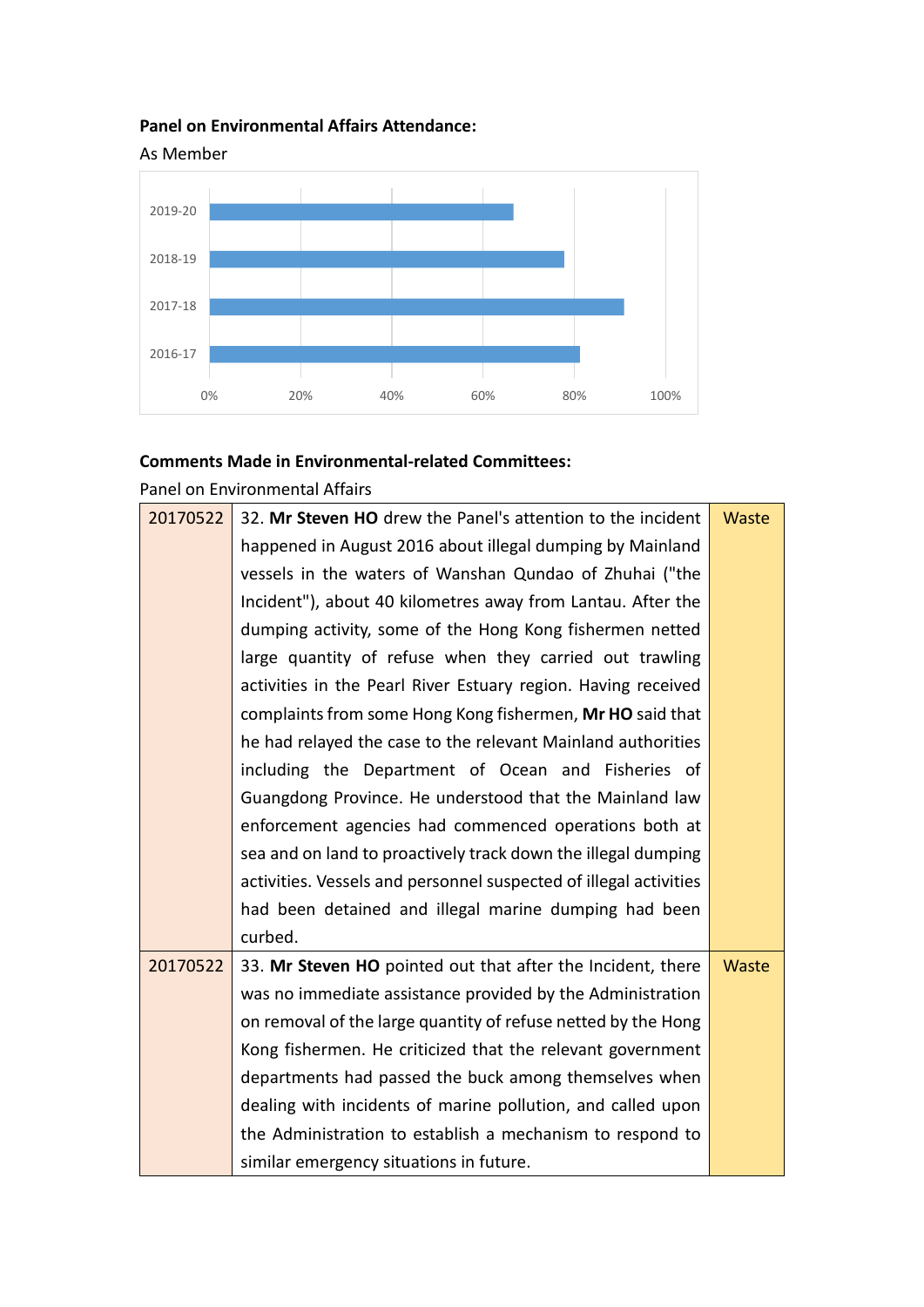**Panel on Environmental Affairs Attendance:**

As Member

**Comments Made in Environmental-related Committees:**

Panel on Environmental Affairs

| | | |
|---|---|---|
| 20170522 | 32. **Mr Steven HO** drew the Panel's attention to the incident happened in August 2016 about illegal dumping by Mainland vessels in the waters of Wanshan Qundao of Zhuhai ("the Incident"), about 40 kilometres away from Lantau. After the dumping activity, some of the Hong Kong fishermen netted large quantity of refuse when they carried out trawling activities in the Pearl River Estuary region. Having received complaints from some Hong Kong fishermen, **Mr HO** said that he had relayed the case to the relevant Mainland authorities including the Department of Ocean and Fisheries of Guangdong Province. He understood that the Mainland law enforcement agencies had commenced operations both at sea and on land to proactively track down the illegal dumping activities. Vessels and personnel suspected of illegal activities had been detained and illegal marine dumping had been curbed. | Waste |
| 20170522 | 33. **Mr Steven HO** pointed out that after the Incident, there was no immediate assistance provided by the Administration on removal of the large quantity of refuse netted by the Hong Kong fishermen. He criticized that the relevant government departments had passed the buck among themselves when dealing with incidents of marine pollution, and called upon the Administration to establish a mechanism to respond to similar emergency situations in future. | Waste |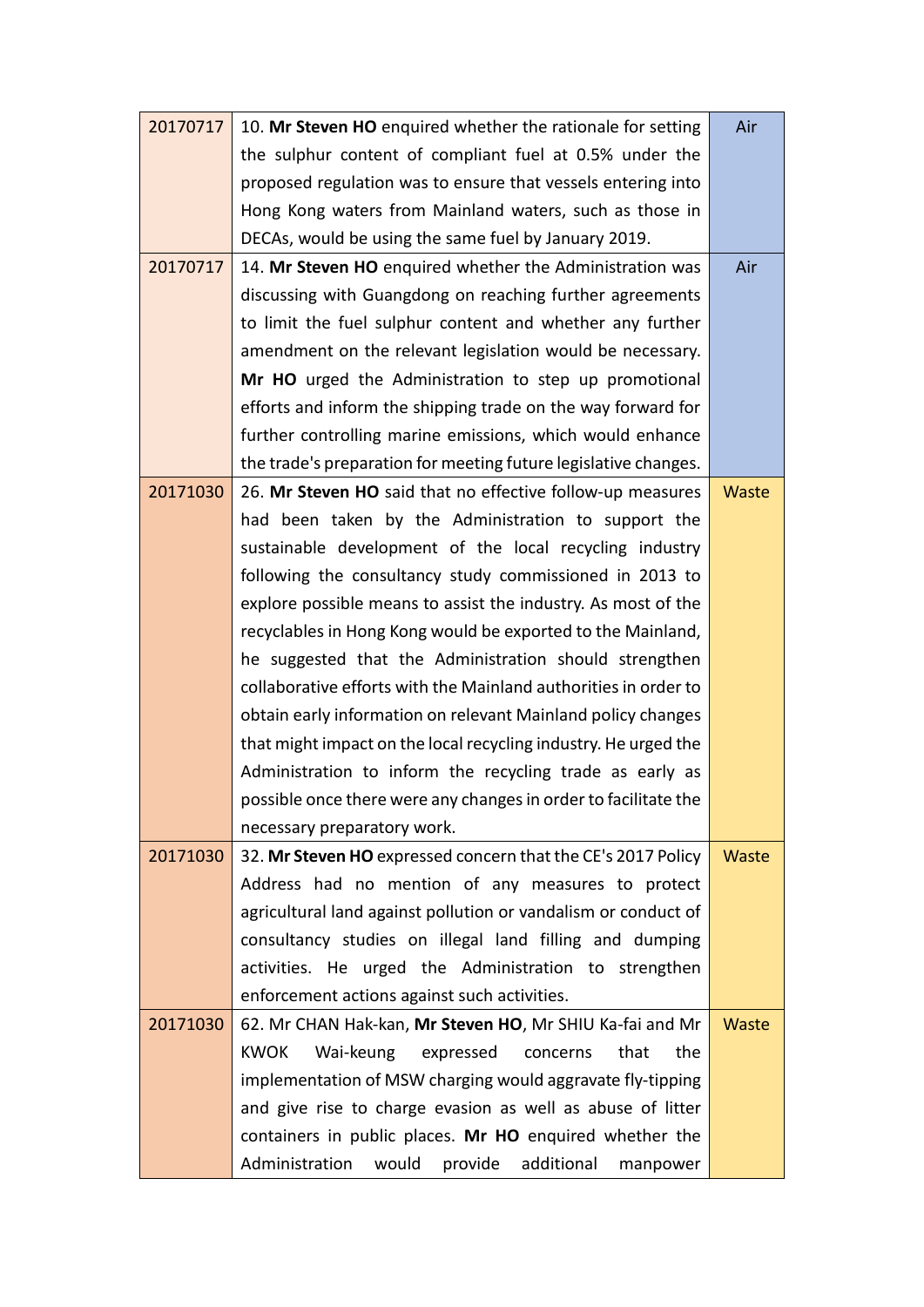| | | |
|---|---|---|
| 20170717 | 10. **Mr Steven HO** enquired whether the rationale for setting the sulphur content of compliant fuel at 0.5% under the proposed regulation was to ensure that vessels entering into Hong Kong waters from Mainland waters, such as those in DECAs, would be using the same fuel by January 2019. | Air |
| 20170717 | 14. **Mr Steven HO** enquired whether the Administration was discussing with Guangdong on reaching further agreements to limit the fuel sulphur content and whether any further amendment on the relevant legislation would be necessary. **Mr HO** urged the Administration to step up promotional efforts and inform the shipping trade on the way forward for further controlling marine emissions, which would enhance the trade's preparation for meeting future legislative changes. | Air |
| 20171030 | 26. **Mr Steven HO** said that no effective follow-up measures had been taken by the Administration to support the sustainable development of the local recycling industry following the consultancy study commissioned in 2013 to explore possible means to assist the industry. As most of the recyclables in Hong Kong would be exported to the Mainland, he suggested that the Administration should strengthen collaborative efforts with the Mainland authorities in order to obtain early information on relevant Mainland policy changes that might impact on the local recycling industry. He urged the Administration to inform the recycling trade as early as possible once there were any changes in order to facilitate the necessary preparatory work. | Waste |
| 20171030 | 32. **Mr Steven HO** expressed concern that the CE's 2017 Policy Address had no mention of any measures to protect agricultural land against pollution or vandalism or conduct of consultancy studies on illegal land filling and dumping activities. He urged the Administration to strengthen enforcement actions against such activities. | Waste |
| 20171030 | 62. Mr CHAN Hak-kan, **Mr Steven HO**, Mr SHIU Ka-fai and Mr KWOK Wai-keung expressed concerns that the implementation of MSW charging would aggravate fly-tipping and give rise to charge evasion as well as abuse of litter containers in public places. **Mr HO** enquired whether the Administration would provide additional manpower | Waste |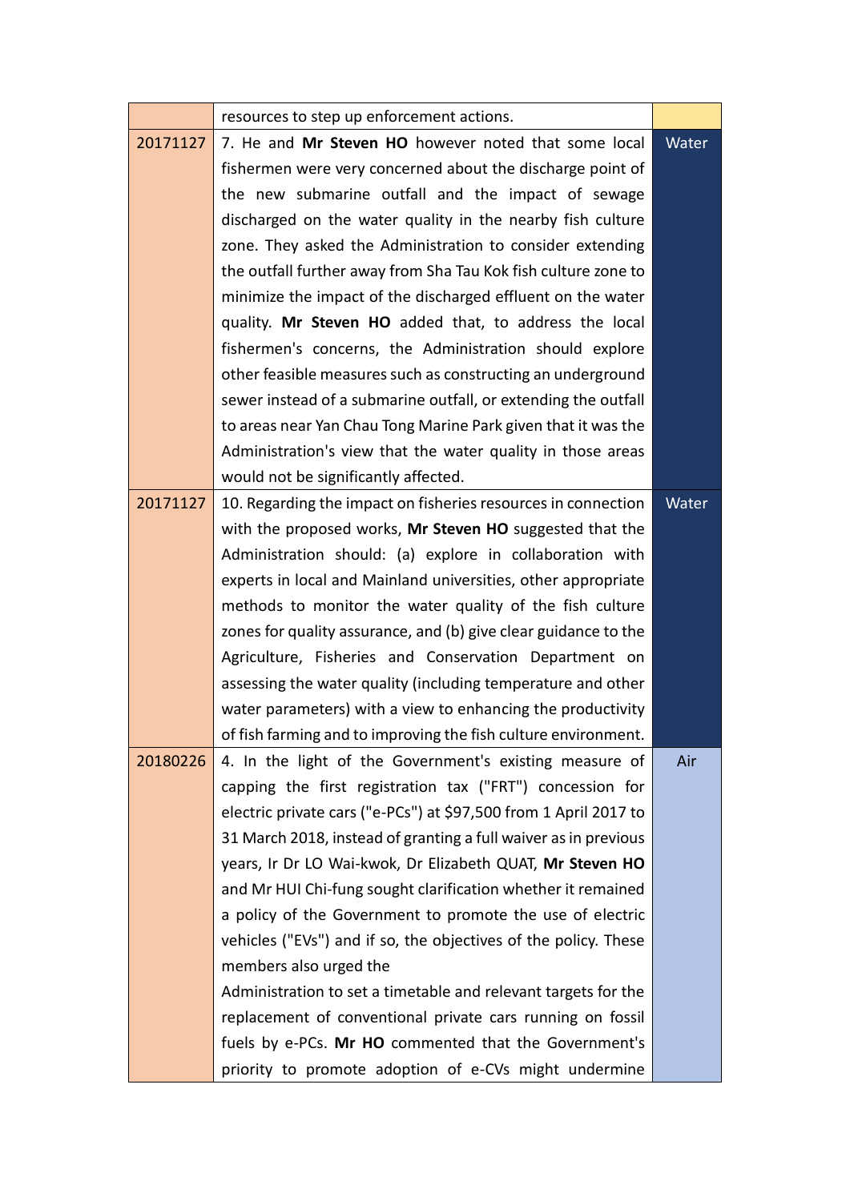| | | |
|---|---|---|
| | resources to step up enforcement actions. | |
| 20171127 | 7. He and **Mr Steven HO** however noted that some local fishermen were very concerned about the discharge point of the new submarine outfall and the impact of sewage discharged on the water quality in the nearby fish culture zone. They asked the Administration to consider extending the outfall further away from Sha Tau Kok fish culture zone to minimize the impact of the discharged effluent on the water quality. **Mr Steven HO** added that, to address the local fishermen's concerns, the Administration should explore other feasible measures such as constructing an underground sewer instead of a submarine outfall, or extending the outfall to areas near Yan Chau Tong Marine Park given that it was the Administration's view that the water quality in those areas would not be significantly affected. | Water |
| 20171127 | 10. Regarding the impact on fisheries resources in connection with the proposed works, **Mr Steven HO** suggested that the Administration should: (a) explore in collaboration with experts in local and Mainland universities, other appropriate methods to monitor the water quality of the fish culture zones for quality assurance, and (b) give clear guidance to the Agriculture, Fisheries and Conservation Department on assessing the water quality (including temperature and other water parameters) with a view to enhancing the productivity of fish farming and to improving the fish culture environment. | Water |
| 20180226 | 4. In the light of the Government's existing measure of capping the first registration tax ("FRT") concession for electric private cars ("e-PCs") at $97,500 from 1 April 2017 to 31 March 2018, instead of granting a full waiver as in previous years, Ir Dr LO Wai-kwok, Dr Elizabeth QUAT, **Mr Steven HO** and Mr HUI Chi-fung sought clarification whether it remained a policy of the Government to promote the use of electric vehicles ("EVs") and if so, the objectives of the policy. These members also urged the Administration to set a timetable and relevant targets for the replacement of conventional private cars running on fossil fuels by e-PCs. **Mr HO** commented that the Government's priority to promote adoption of e-CVs might undermine | Air |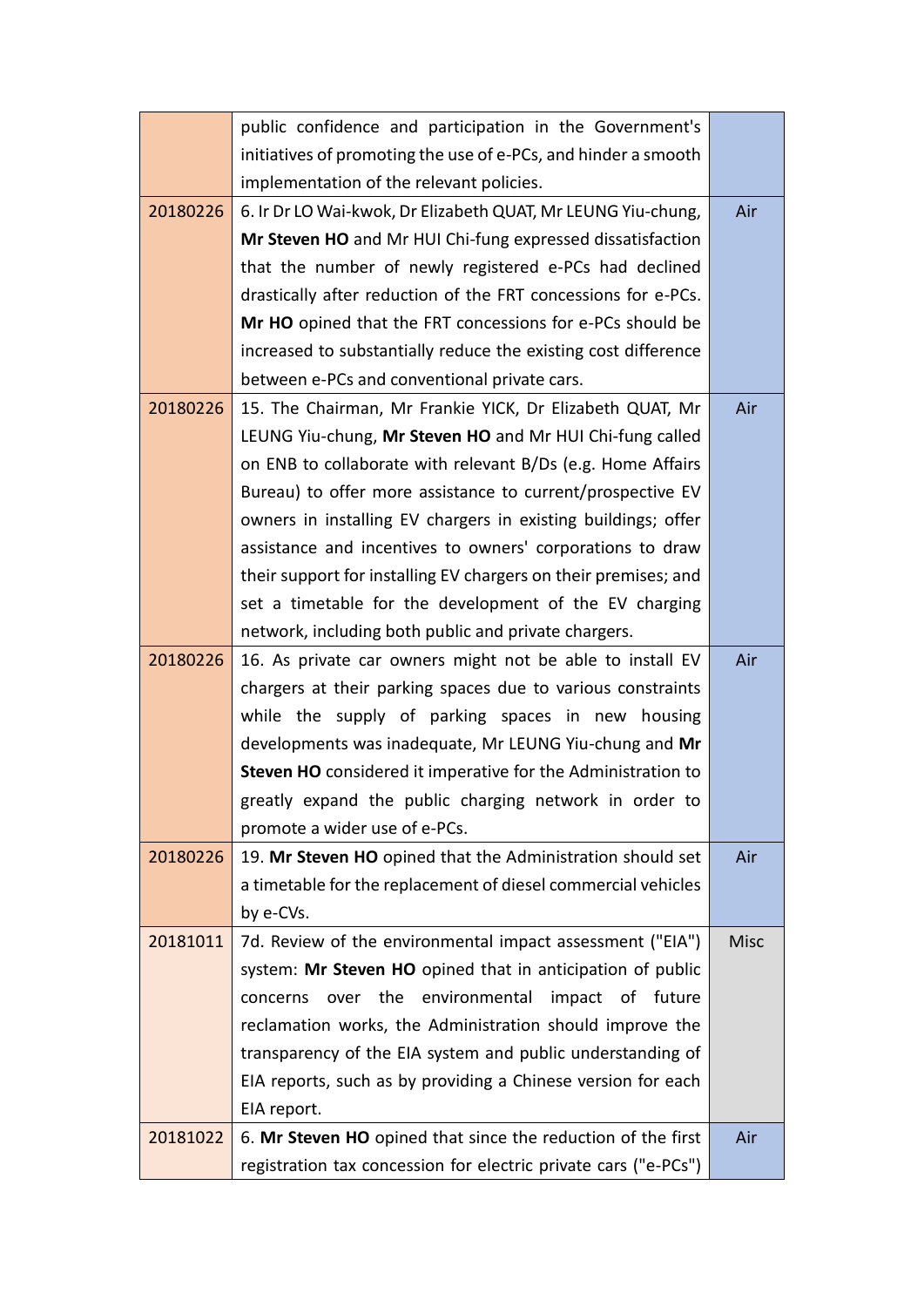|  |  |  |
|---|---|---|
|  | public confidence and participation in the Government's initiatives of promoting the use of e-PCs, and hinder a smooth implementation of the relevant policies. |  |
| 20180226 | 6. Ir Dr LO Wai-kwok, Dr Elizabeth QUAT, Mr LEUNG Yiu-chung, **Mr Steven HO** and Mr HUI Chi-fung expressed dissatisfaction that the number of newly registered e-PCs had declined drastically after reduction of the FRT concessions for e-PCs. **Mr HO** opined that the FRT concessions for e-PCs should be increased to substantially reduce the existing cost difference between e-PCs and conventional private cars. | Air |
| 20180226 | 15. The Chairman, Mr Frankie YICK, Dr Elizabeth QUAT, Mr LEUNG Yiu-chung, **Mr Steven HO** and Mr HUI Chi-fung called on ENB to collaborate with relevant B/Ds (e.g. Home Affairs Bureau) to offer more assistance to current/prospective EV owners in installing EV chargers in existing buildings; offer assistance and incentives to owners' corporations to draw their support for installing EV chargers on their premises; and set a timetable for the development of the EV charging network, including both public and private chargers. | Air |
| 20180226 | 16. As private car owners might not be able to install EV chargers at their parking spaces due to various constraints while the supply of parking spaces in new housing developments was inadequate, Mr LEUNG Yiu-chung and **Mr Steven HO** considered it imperative for the Administration to greatly expand the public charging network in order to promote a wider use of e-PCs. | Air |
| 20180226 | 19. **Mr Steven HO** opined that the Administration should set a timetable for the replacement of diesel commercial vehicles by e-CVs. | Air |
| 20181011 | 7d. Review of the environmental impact assessment ("EIA") system: **Mr Steven HO** opined that in anticipation of public concerns over the environmental impact of future reclamation works, the Administration should improve the transparency of the EIA system and public understanding of EIA reports, such as by providing a Chinese version for each EIA report. | Misc |
| 20181022 | 6. **Mr Steven HO** opined that since the reduction of the first registration tax concession for electric private cars ("e-PCs") | Air |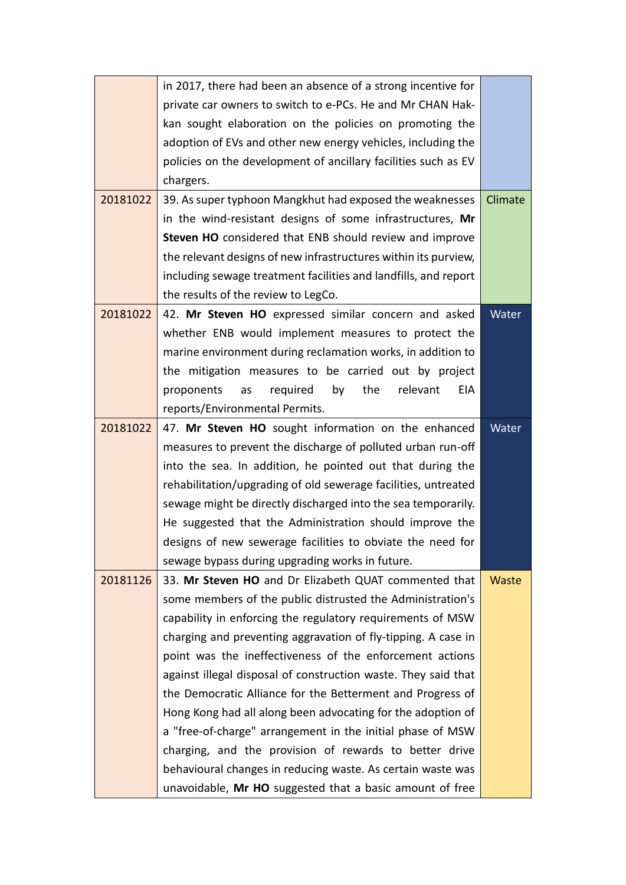| | | |
|---|---|---|
| | in 2017, there had been an absence of a strong incentive for private car owners to switch to e-PCs. He and Mr CHAN Hak-kan sought elaboration on the policies on promoting the adoption of EVs and other new energy vehicles, including the policies on the development of ancillary facilities such as EV chargers. | |
| 20181022 | 39. As super typhoon Mangkhut had exposed the weaknesses in the wind-resistant designs of some infrastructures, **Mr Steven HO** considered that ENB should review and improve the relevant designs of new infrastructures within its purview, including sewage treatment facilities and landfills, and report the results of the review to LegCo. | Climate |
| 20181022 | 42. **Mr Steven HO** expressed similar concern and asked whether ENB would implement measures to protect the marine environment during reclamation works, in addition to the mitigation measures to be carried out by project proponents as required by the relevant EIA reports/Environmental Permits. | Water |
| 20181022 | 47. **Mr Steven HO** sought information on the enhanced measures to prevent the discharge of polluted urban run-off into the sea. In addition, he pointed out that during the rehabilitation/upgrading of old sewerage facilities, untreated sewage might be directly discharged into the sea temporarily. He suggested that the Administration should improve the designs of new sewerage facilities to obviate the need for sewage bypass during upgrading works in future. | Water |
| 20181126 | 33. **Mr Steven HO** and Dr Elizabeth QUAT commented that some members of the public distrusted the Administration's capability in enforcing the regulatory requirements of MSW charging and preventing aggravation of fly-tipping. A case in point was the ineffectiveness of the enforcement actions against illegal disposal of construction waste. They said that the Democratic Alliance for the Betterment and Progress of Hong Kong had all along been advocating for the adoption of a "free-of-charge" arrangement in the initial phase of MSW charging, and the provision of rewards to better drive behavioural changes in reducing waste. As certain waste was unavoidable, **Mr HO** suggested that a basic amount of free | Waste |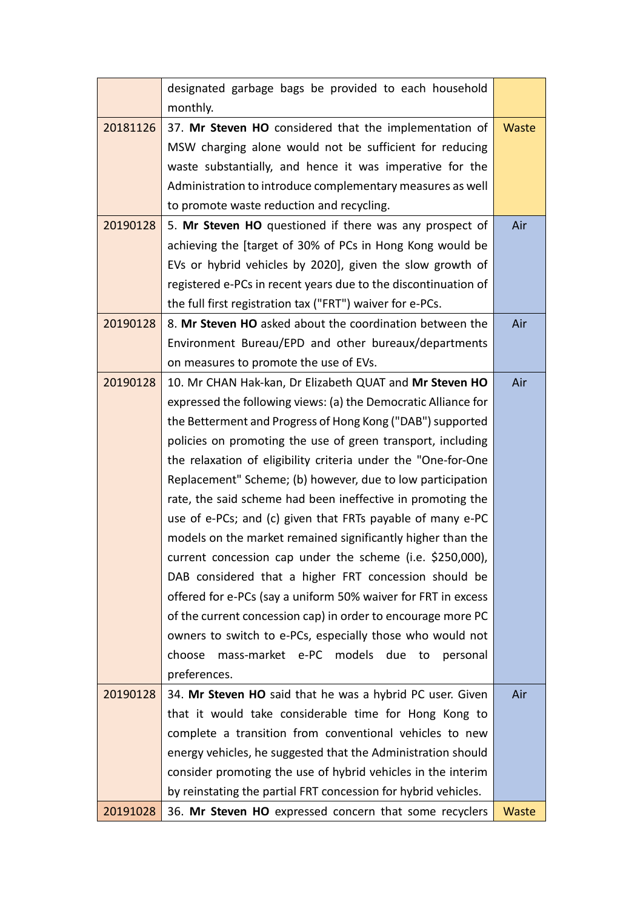| | | |
|---|---|---|
| | designated garbage bags be provided to each household monthly. | |
| 20181126 | 37. **Mr Steven HO** considered that the implementation of MSW charging alone would not be sufficient for reducing waste substantially, and hence it was imperative for the Administration to introduce complementary measures as well to promote waste reduction and recycling. | Waste |
| 20190128 | 5. **Mr Steven HO** questioned if there was any prospect of achieving the [target of 30% of PCs in Hong Kong would be EVs or hybrid vehicles by 2020], given the slow growth of registered e-PCs in recent years due to the discontinuation of the full first registration tax ("FRT") waiver for e-PCs. | Air |
| 20190128 | 8. **Mr Steven HO** asked about the coordination between the Environment Bureau/EPD and other bureaux/departments on measures to promote the use of EVs. | Air |
| 20190128 | 10. Mr CHAN Hak-kan, Dr Elizabeth QUAT and **Mr Steven HO** expressed the following views: (a) the Democratic Alliance for the Betterment and Progress of Hong Kong ("DAB") supported policies on promoting the use of green transport, including the relaxation of eligibility criteria under the "One-for-One Replacement" Scheme; (b) however, due to low participation rate, the said scheme had been ineffective in promoting the use of e-PCs; and (c) given that FRTs payable of many e-PC models on the market remained significantly higher than the current concession cap under the scheme (i.e. $250,000), DAB considered that a higher FRT concession should be offered for e-PCs (say a uniform 50% waiver for FRT in excess of the current concession cap) in order to encourage more PC owners to switch to e-PCs, especially those who would not choose mass-market e-PC models due to personal preferences. | Air |
| 20190128 | 34. **Mr Steven HO** said that he was a hybrid PC user. Given that it would take considerable time for Hong Kong to complete a transition from conventional vehicles to new energy vehicles, he suggested that the Administration should consider promoting the use of hybrid vehicles in the interim by reinstating the partial FRT concession for hybrid vehicles. | Air |
| 20191028 | 36. **Mr Steven HO** expressed concern that some recyclers | Waste |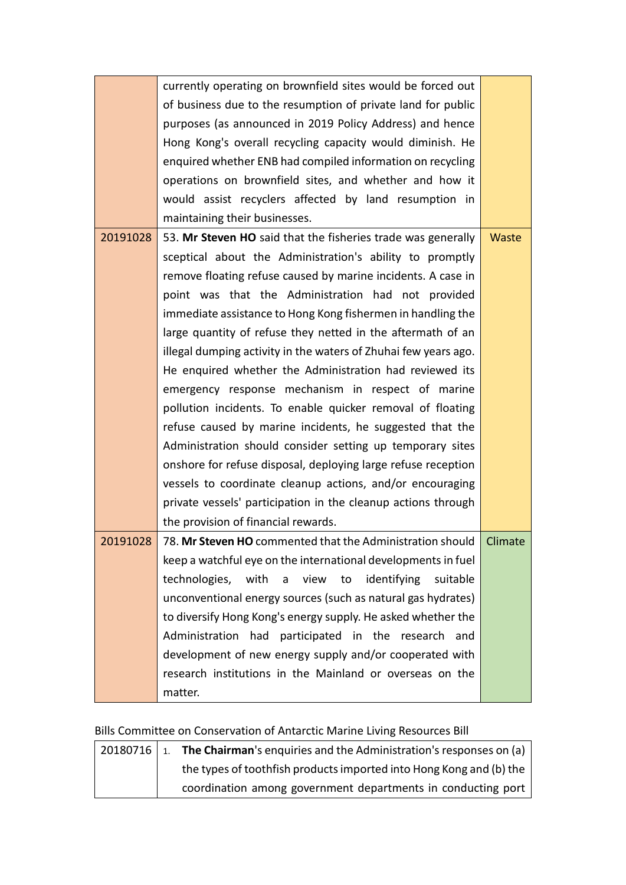| | | |
|---|---|---|
| | currently operating on brownfield sites would be forced out of business due to the resumption of private land for public purposes (as announced in 2019 Policy Address) and hence Hong Kong's overall recycling capacity would diminish. He enquired whether ENB had compiled information on recycling operations on brownfield sites, and whether and how it would assist recyclers affected by land resumption in maintaining their businesses. | |
| 20191028 | 53. **Mr Steven HO** said that the fisheries trade was generally sceptical about the Administration's ability to promptly remove floating refuse caused by marine incidents. A case in point was that the Administration had not provided immediate assistance to Hong Kong fishermen in handling the large quantity of refuse they netted in the aftermath of an illegal dumping activity in the waters of Zhuhai few years ago. He enquired whether the Administration had reviewed its emergency response mechanism in respect of marine pollution incidents. To enable quicker removal of floating refuse caused by marine incidents, he suggested that the Administration should consider setting up temporary sites onshore for refuse disposal, deploying large refuse reception vessels to coordinate cleanup actions, and/or encouraging private vessels' participation in the cleanup actions through the provision of financial rewards. | Waste |
| 20191028 | 78. **Mr Steven HO** commented that the Administration should keep a watchful eye on the international developments in fuel technologies, with a view to identifying suitable unconventional energy sources (such as natural gas hydrates) to diversify Hong Kong's energy supply. He asked whether the Administration had participated in the research and development of new energy supply and/or cooperated with research institutions in the Mainland or overseas on the matter. | Climate |

Bills Committee on Conservation of Antarctic Marine Living Resources Bill

| | |
|---|---|
| 20180716 | 1. **The Chairman**'s enquiries and the Administration's responses on (a) the types of toothfish products imported into Hong Kong and (b) the coordination among government departments in conducting port |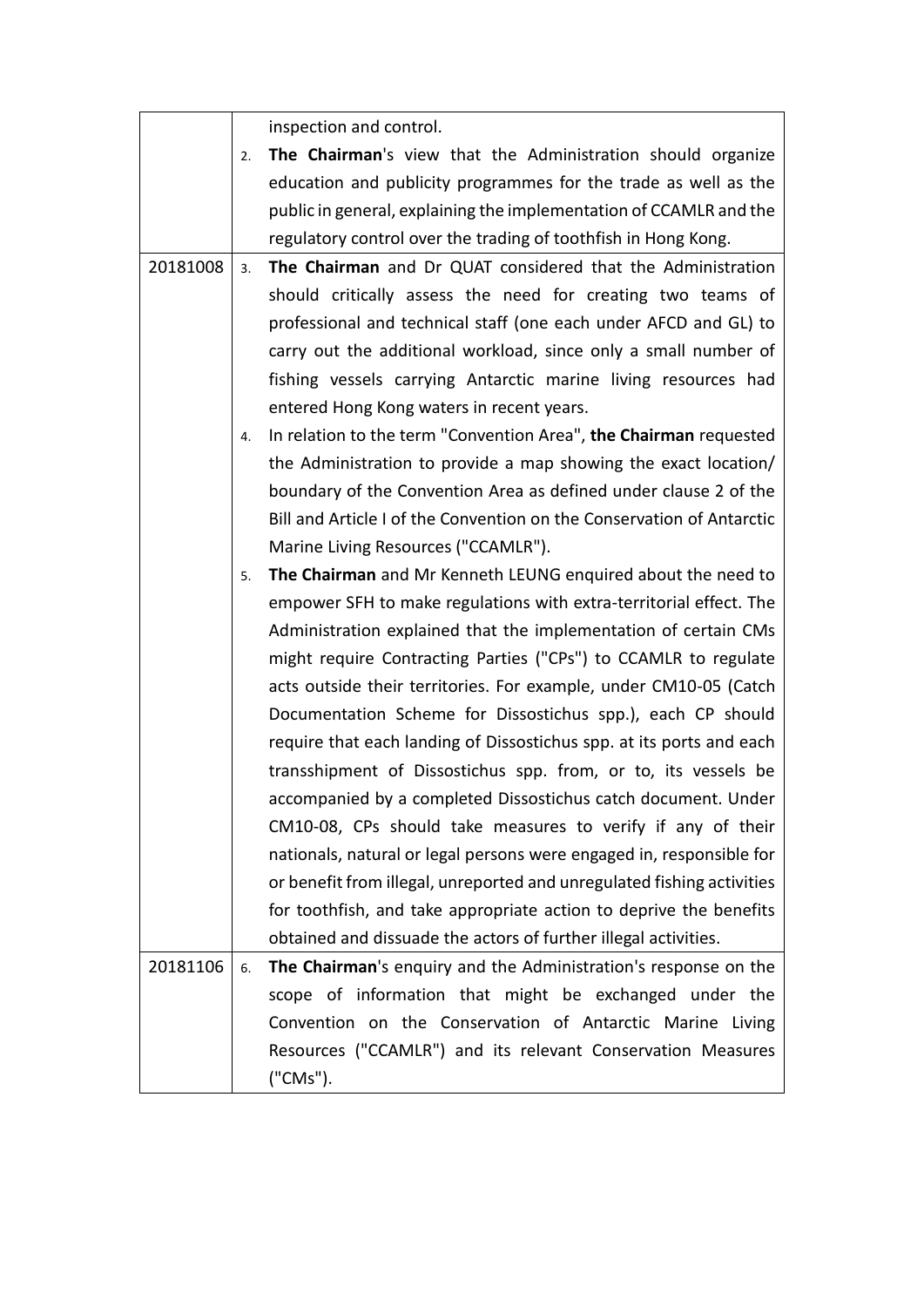| | |
|---|---|
| | inspection and control.<br>2. **The Chairman**'s view that the Administration should organize education and publicity programmes for the trade as well as the public in general, explaining the implementation of CCAMLR and the regulatory control over the trading of toothfish in Hong Kong. |
| 20181008 | 3. **The Chairman** and Dr QUAT considered that the Administration should critically assess the need for creating two teams of professional and technical staff (one each under AFCD and GL) to carry out the additional workload, since only a small number of fishing vessels carrying Antarctic marine living resources had entered Hong Kong waters in recent years.<br>4. In relation to the term "Convention Area", **the Chairman** requested the Administration to provide a map showing the exact location/ boundary of the Convention Area as defined under clause 2 of the Bill and Article I of the Convention on the Conservation of Antarctic Marine Living Resources ("CCAMLR").<br>5. **The Chairman** and Mr Kenneth LEUNG enquired about the need to empower SFH to make regulations with extra-territorial effect. The Administration explained that the implementation of certain CMs might require Contracting Parties ("CPs") to CCAMLR to regulate acts outside their territories. For example, under CM10-05 (Catch Documentation Scheme for Dissostichus spp.), each CP should require that each landing of Dissostichus spp. at its ports and each transshipment of Dissostichus spp. from, or to, its vessels be accompanied by a completed Dissostichus catch document. Under CM10-08, CPs should take measures to verify if any of their nationals, natural or legal persons were engaged in, responsible for or benefit from illegal, unreported and unregulated fishing activities for toothfish, and take appropriate action to deprive the benefits obtained and dissuade the actors of further illegal activities. |
| 20181106 | 6. **The Chairman**'s enquiry and the Administration's response on the scope of information that might be exchanged under the Convention on the Conservation of Antarctic Marine Living Resources ("CCAMLR") and its relevant Conservation Measures ("CMs"). |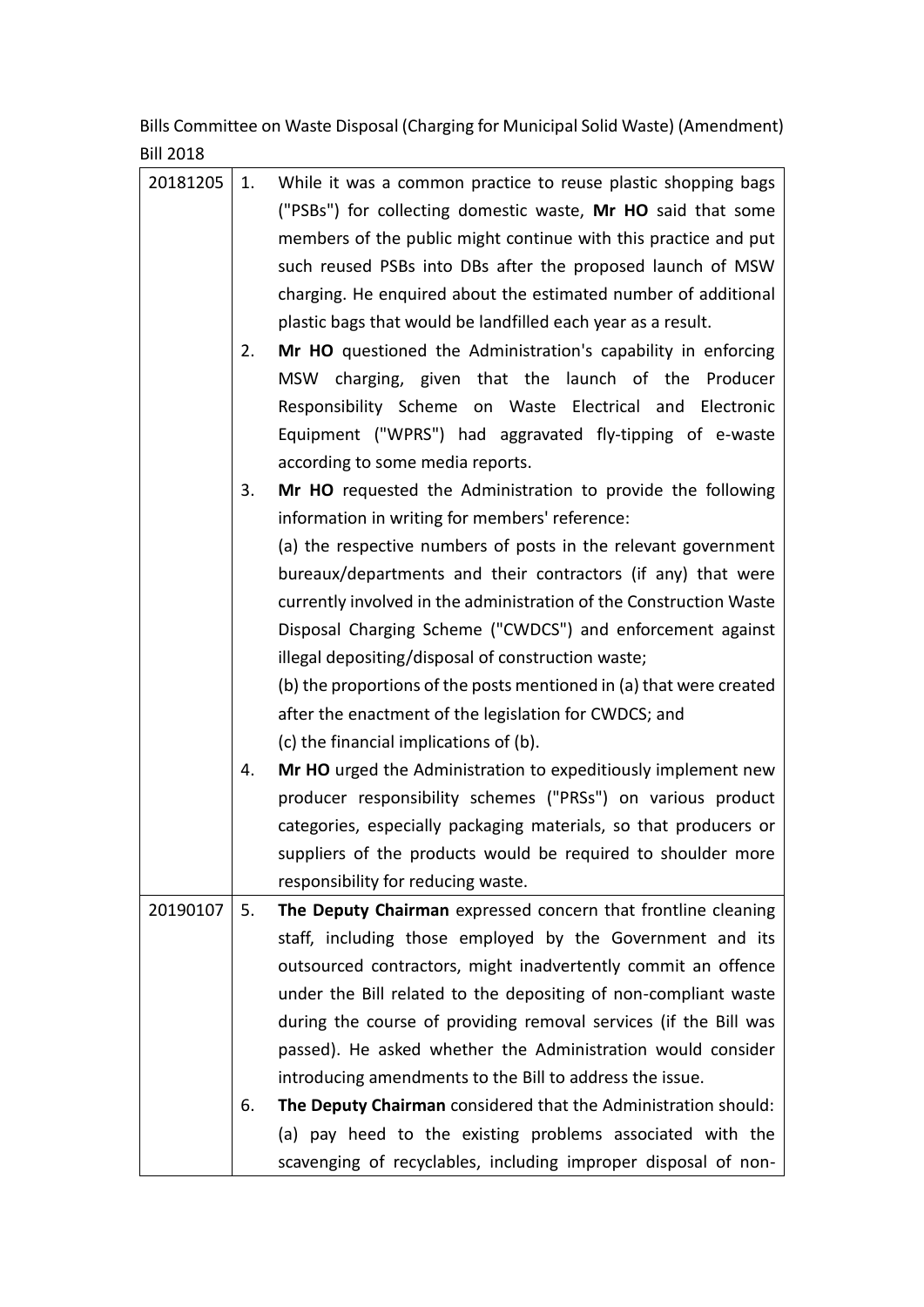Bills Committee on Waste Disposal (Charging for Municipal Solid Waste) (Amendment) Bill 2018

| | |
|---|---|
| 20181205 | 1. While it was a common practice to reuse plastic shopping bags ("PSBs") for collecting domestic waste, **Mr HO** said that some members of the public might continue with this practice and put such reused PSBs into DBs after the proposed launch of MSW charging. He enquired about the estimated number of additional plastic bags that would be landfilled each year as a result.<br>2. **Mr HO** questioned the Administration's capability in enforcing MSW charging, given that the launch of the Producer Responsibility Scheme on Waste Electrical and Electronic Equipment ("WPRS") had aggravated fly-tipping of e-waste according to some media reports.<br>3. **Mr HO** requested the Administration to provide the following information in writing for members' reference:<br>(a) the respective numbers of posts in the relevant government bureaux/departments and their contractors (if any) that were currently involved in the administration of the Construction Waste Disposal Charging Scheme ("CWDCS") and enforcement against illegal depositing/disposal of construction waste;<br>(b) the proportions of the posts mentioned in (a) that were created after the enactment of the legislation for CWDCS; and<br>(c) the financial implications of (b).<br>4. **Mr HO** urged the Administration to expeditiously implement new producer responsibility schemes ("PRSs") on various product categories, especially packaging materials, so that producers or suppliers of the products would be required to shoulder more responsibility for reducing waste. |
| 20190107 | 5. **The Deputy Chairman** expressed concern that frontline cleaning staff, including those employed by the Government and its outsourced contractors, might inadvertently commit an offence under the Bill related to the depositing of non-compliant waste during the course of providing removal services (if the Bill was passed). He asked whether the Administration would consider introducing amendments to the Bill to address the issue.<br>6. **The Deputy Chairman** considered that the Administration should:<br>(a) pay heed to the existing problems associated with the scavenging of recyclables, including improper disposal of non- |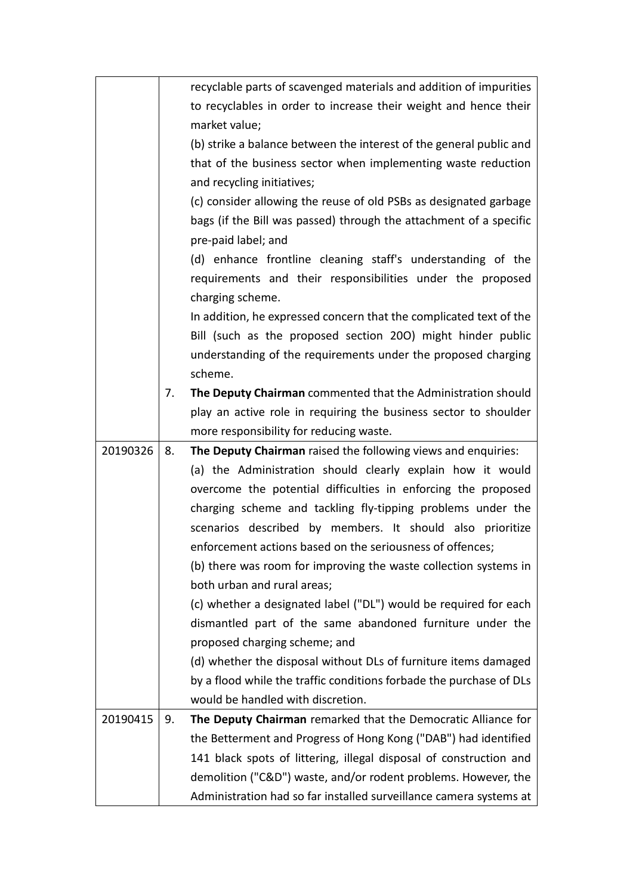| | | |
|---|---|---|
| | | recyclable parts of scavenged materials and addition of impurities to recyclables in order to increase their weight and hence their market value;<br>(b) strike a balance between the interest of the general public and that of the business sector when implementing waste reduction and recycling initiatives;<br>(c) consider allowing the reuse of old PSBs as designated garbage bags (if the Bill was passed) through the attachment of a specific pre-paid label; and<br>(d) enhance frontline cleaning staff's understanding of the requirements and their responsibilities under the proposed charging scheme.<br>In addition, he expressed concern that the complicated text of the Bill (such as the proposed section 20O) might hinder public understanding of the requirements under the proposed charging scheme. |
| | 7. | **The Deputy Chairman** commented that the Administration should play an active role in requiring the business sector to shoulder more responsibility for reducing waste. |
| 20190326 | 8. | **The Deputy Chairman** raised the following views and enquiries:<br>(a) the Administration should clearly explain how it would overcome the potential difficulties in enforcing the proposed charging scheme and tackling fly-tipping problems under the scenarios described by members. It should also prioritize enforcement actions based on the seriousness of offences;<br>(b) there was room for improving the waste collection systems in both urban and rural areas;<br>(c) whether a designated label ("DL") would be required for each dismantled part of the same abandoned furniture under the proposed charging scheme; and<br>(d) whether the disposal without DLs of furniture items damaged by a flood while the traffic conditions forbade the purchase of DLs would be handled with discretion. |
| 20190415 | 9. | **The Deputy Chairman** remarked that the Democratic Alliance for the Betterment and Progress of Hong Kong ("DAB") had identified 141 black spots of littering, illegal disposal of construction and demolition ("C&D") waste, and/or rodent problems. However, the Administration had so far installed surveillance camera systems at |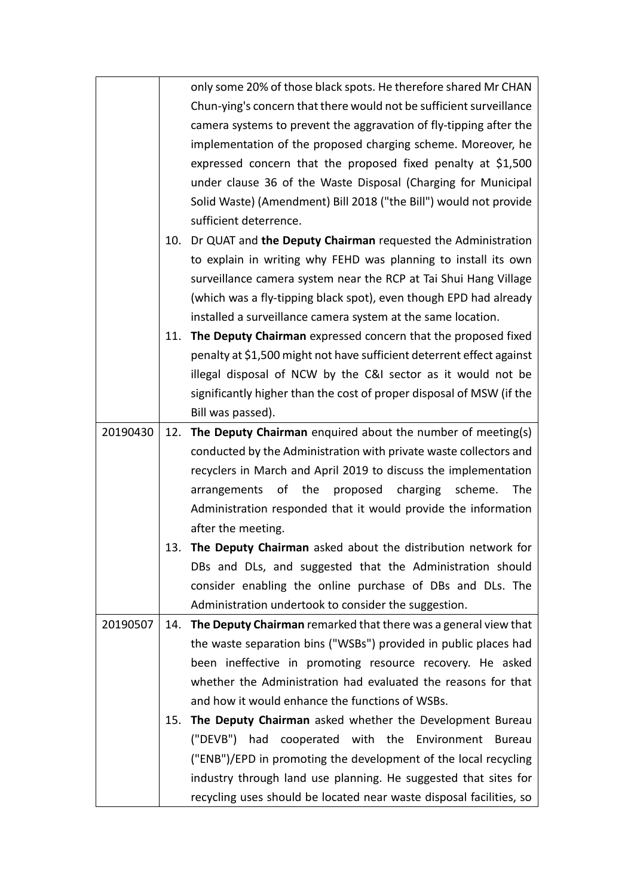| | |
|---|---|
| | only some 20% of those black spots. He therefore shared Mr CHAN Chun-ying's concern that there would not be sufficient surveillance camera systems to prevent the aggravation of fly-tipping after the implementation of the proposed charging scheme. Moreover, he expressed concern that the proposed fixed penalty at $1,500 under clause 36 of the Waste Disposal (Charging for Municipal Solid Waste) (Amendment) Bill 2018 ("the Bill") would not provide sufficient deterrence.<br>10. Dr QUAT and **the Deputy Chairman** requested the Administration to explain in writing why FEHD was planning to install its own surveillance camera system near the RCP at Tai Shui Hang Village (which was a fly-tipping black spot), even though EPD had already installed a surveillance camera system at the same location.<br>11. **The Deputy Chairman** expressed concern that the proposed fixed penalty at $1,500 might not have sufficient deterrent effect against illegal disposal of NCW by the C&I sector as it would not be significantly higher than the cost of proper disposal of MSW (if the Bill was passed). |
| 20190430 | 12. **The Deputy Chairman** enquired about the number of meeting(s) conducted by the Administration with private waste collectors and recyclers in March and April 2019 to discuss the implementation arrangements of the proposed charging scheme. The Administration responded that it would provide the information after the meeting.<br>13. **The Deputy Chairman** asked about the distribution network for DBs and DLs, and suggested that the Administration should consider enabling the online purchase of DBs and DLs. The Administration undertook to consider the suggestion. |
| 20190507 | 14. **The Deputy Chairman** remarked that there was a general view that the waste separation bins ("WSBs") provided in public places had been ineffective in promoting resource recovery. He asked whether the Administration had evaluated the reasons for that and how it would enhance the functions of WSBs.<br>15. **The Deputy Chairman** asked whether the Development Bureau ("DEVB") had cooperated with the Environment Bureau ("ENB")/EPD in promoting the development of the local recycling industry through land use planning. He suggested that sites for recycling uses should be located near waste disposal facilities, so |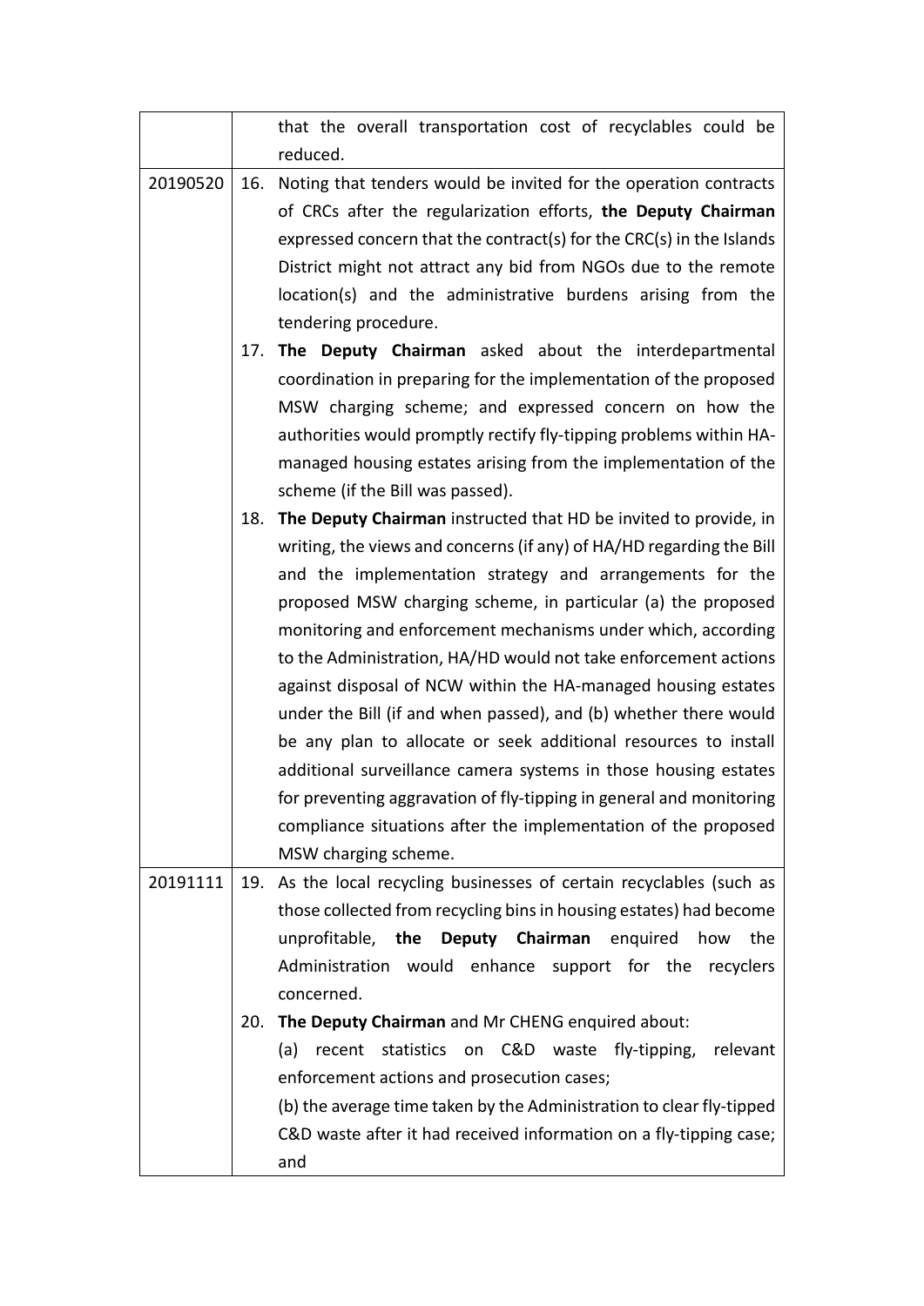| | |
|---|---|
| | that the overall transportation cost of recyclables could be reduced. |
| 20190520 | 16. Noting that tenders would be invited for the operation contracts of CRCs after the regularization efforts, **the Deputy Chairman** expressed concern that the contract(s) for the CRC(s) in the Islands District might not attract any bid from NGOs due to the remote location(s) and the administrative burdens arising from the tendering procedure.<br>17. **The Deputy Chairman** asked about the interdepartmental coordination in preparing for the implementation of the proposed MSW charging scheme; and expressed concern on how the authorities would promptly rectify fly-tipping problems within HA-managed housing estates arising from the implementation of the scheme (if the Bill was passed).<br>18. **The Deputy Chairman** instructed that HD be invited to provide, in writing, the views and concerns (if any) of HA/HD regarding the Bill and the implementation strategy and arrangements for the proposed MSW charging scheme, in particular (a) the proposed monitoring and enforcement mechanisms under which, according to the Administration, HA/HD would not take enforcement actions against disposal of NCW within the HA-managed housing estates under the Bill (if and when passed), and (b) whether there would be any plan to allocate or seek additional resources to install additional surveillance camera systems in those housing estates for preventing aggravation of fly-tipping in general and monitoring compliance situations after the implementation of the proposed MSW charging scheme. |
| 20191111 | 19. As the local recycling businesses of certain recyclables (such as those collected from recycling bins in housing estates) had become unprofitable, **the Deputy Chairman** enquired how the Administration would enhance support for the recyclers concerned.<br>20. **The Deputy Chairman** and Mr CHENG enquired about:<br>(a) recent statistics on C&D waste fly-tipping, relevant enforcement actions and prosecution cases;<br>(b) the average time taken by the Administration to clear fly-tipped C&D waste after it had received information on a fly-tipping case; and |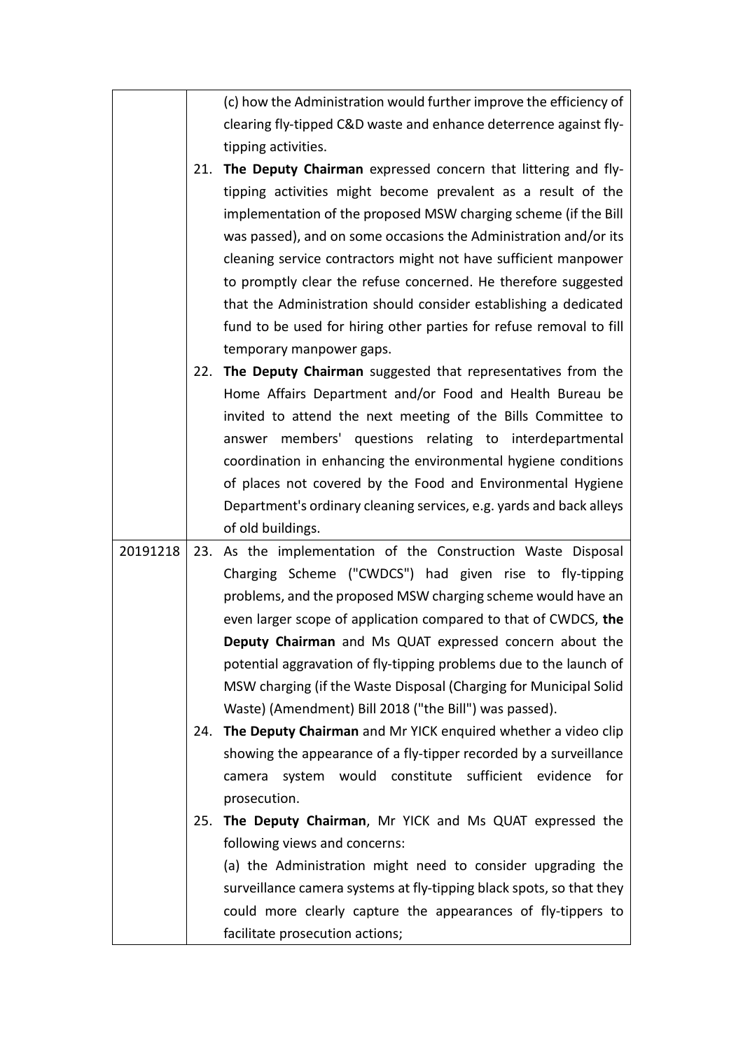| | |
|---|---|
| | (c) how the Administration would further improve the efficiency of clearing fly-tipped C&D waste and enhance deterrence against fly-tipping activities.<br>21. **The Deputy Chairman** expressed concern that littering and fly-tipping activities might become prevalent as a result of the implementation of the proposed MSW charging scheme (if the Bill was passed), and on some occasions the Administration and/or its cleaning service contractors might not have sufficient manpower to promptly clear the refuse concerned. He therefore suggested that the Administration should consider establishing a dedicated fund to be used for hiring other parties for refuse removal to fill temporary manpower gaps.<br>22. **The Deputy Chairman** suggested that representatives from the Home Affairs Department and/or Food and Health Bureau be invited to attend the next meeting of the Bills Committee to answer members' questions relating to interdepartmental coordination in enhancing the environmental hygiene conditions of places not covered by the Food and Environmental Hygiene Department's ordinary cleaning services, e.g. yards and back alleys of old buildings. |
| 20191218 | 23. As the implementation of the Construction Waste Disposal Charging Scheme ("CWDCS") had given rise to fly-tipping problems, and the proposed MSW charging scheme would have an even larger scope of application compared to that of CWDCS, **the Deputy Chairman** and Ms QUAT expressed concern about the potential aggravation of fly-tipping problems due to the launch of MSW charging (if the Waste Disposal (Charging for Municipal Solid Waste) (Amendment) Bill 2018 ("the Bill") was passed).<br>24. **The Deputy Chairman** and Mr YICK enquired whether a video clip showing the appearance of a fly-tipper recorded by a surveillance camera system would constitute sufficient evidence for prosecution.<br>25. **The Deputy Chairman**, Mr YICK and Ms QUAT expressed the following views and concerns:<br>(a) the Administration might need to consider upgrading the surveillance camera systems at fly-tipping black spots, so that they could more clearly capture the appearances of fly-tippers to facilitate prosecution actions; |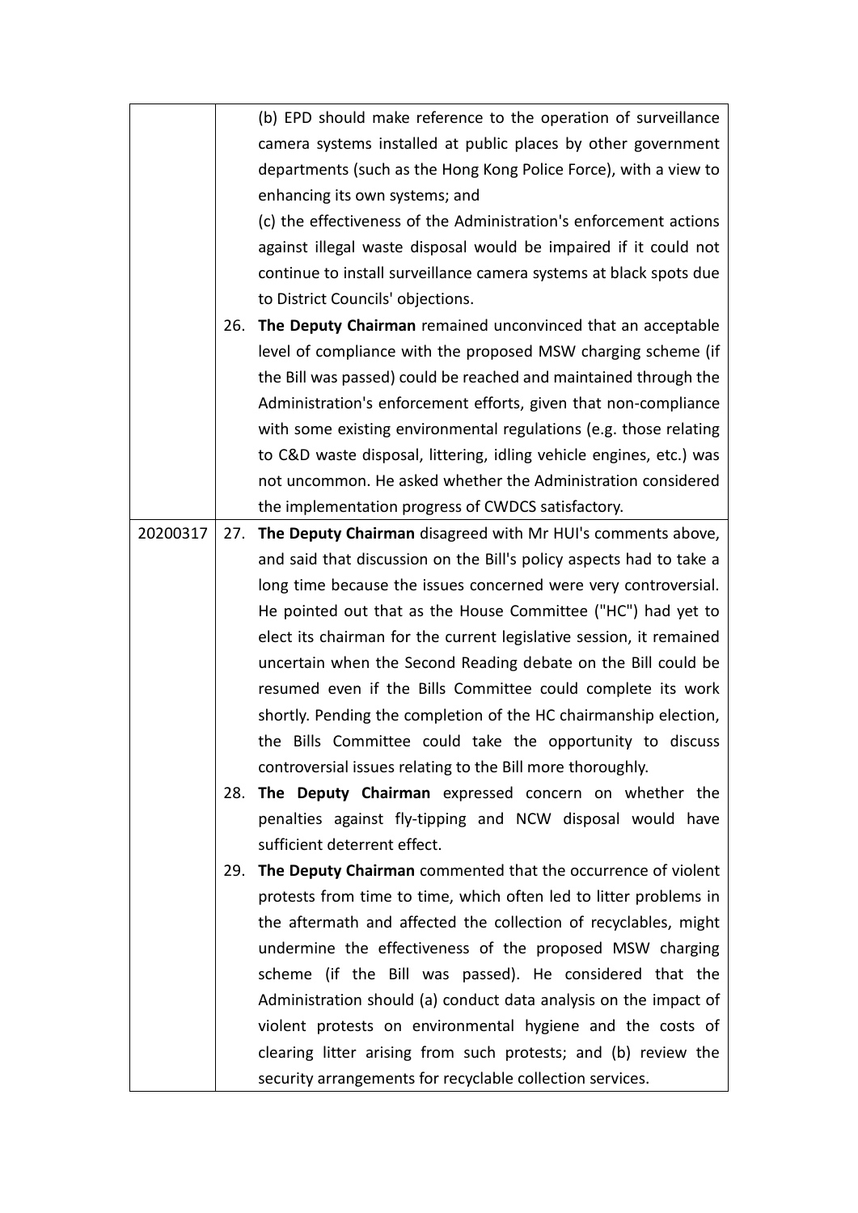| | |
|---|---|
| | (b) EPD should make reference to the operation of surveillance camera systems installed at public places by other government departments (such as the Hong Kong Police Force), with a view to enhancing its own systems; and<br>(c) the effectiveness of the Administration's enforcement actions against illegal waste disposal would be impaired if it could not continue to install surveillance camera systems at black spots due to District Councils' objections.<br>26. **The Deputy Chairman** remained unconvinced that an acceptable level of compliance with the proposed MSW charging scheme (if the Bill was passed) could be reached and maintained through the Administration's enforcement efforts, given that non-compliance with some existing environmental regulations (e.g. those relating to C&D waste disposal, littering, idling vehicle engines, etc.) was not uncommon. He asked whether the Administration considered the implementation progress of CWDCS satisfactory. |
| 20200317 | 27. **The Deputy Chairman** disagreed with Mr HUI's comments above, and said that discussion on the Bill's policy aspects had to take a long time because the issues concerned were very controversial. He pointed out that as the House Committee ("HC") had yet to elect its chairman for the current legislative session, it remained uncertain when the Second Reading debate on the Bill could be resumed even if the Bills Committee could complete its work shortly. Pending the completion of the HC chairmanship election, the Bills Committee could take the opportunity to discuss controversial issues relating to the Bill more thoroughly.<br>28. **The Deputy Chairman** expressed concern on whether the penalties against fly-tipping and NCW disposal would have sufficient deterrent effect.<br>29. **The Deputy Chairman** commented that the occurrence of violent protests from time to time, which often led to litter problems in the aftermath and affected the collection of recyclables, might undermine the effectiveness of the proposed MSW charging scheme (if the Bill was passed). He considered that the Administration should (a) conduct data analysis on the impact of violent protests on environmental hygiene and the costs of clearing litter arising from such protests; and (b) review the security arrangements for recyclable collection services. |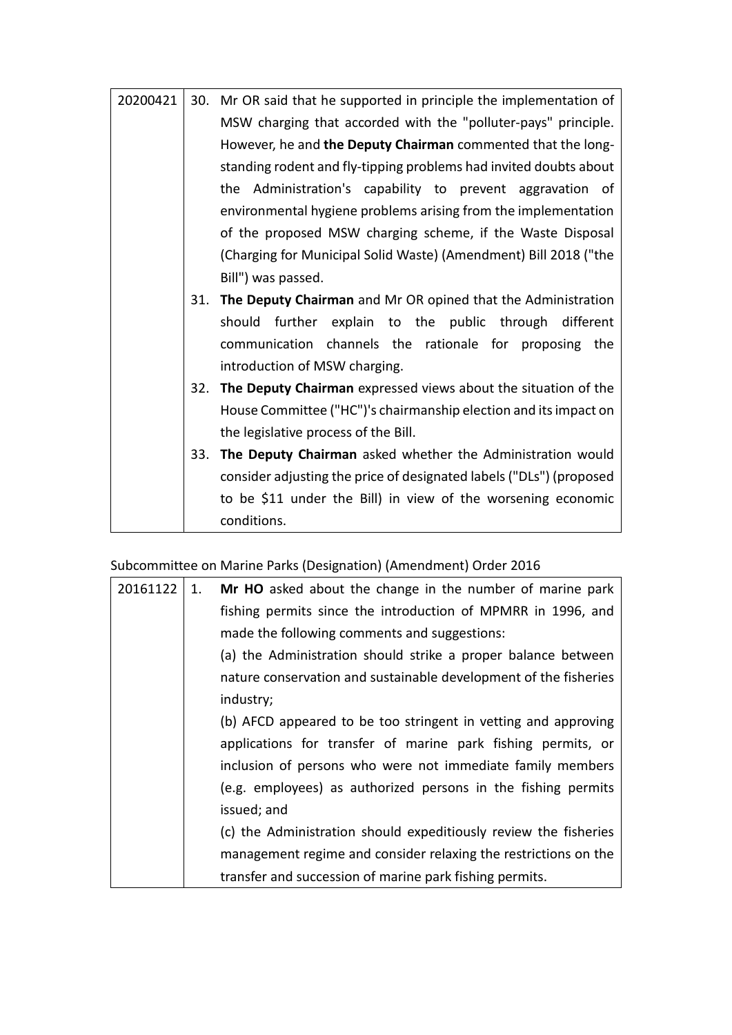| | | |
|---|---|---|
| 20200421 | 30. | Mr OR said that he supported in principle the implementation of MSW charging that accorded with the "polluter-pays" principle. However, he and **the Deputy Chairman** commented that the long-standing rodent and fly-tipping problems had invited doubts about the Administration's capability to prevent aggravation of environmental hygiene problems arising from the implementation of the proposed MSW charging scheme, if the Waste Disposal (Charging for Municipal Solid Waste) (Amendment) Bill 2018 ("the Bill") was passed. |
| | 31. | **The Deputy Chairman** and Mr OR opined that the Administration should further explain to the public through different communication channels the rationale for proposing the introduction of MSW charging. |
| | 32. | **The Deputy Chairman** expressed views about the situation of the House Committee ("HC")'s chairmanship election and its impact on the legislative process of the Bill. |
| | 33. | **The Deputy Chairman** asked whether the Administration would consider adjusting the price of designated labels ("DLs") (proposed to be $11 under the Bill) in view of the worsening economic conditions. |

Subcommittee on Marine Parks (Designation) (Amendment) Order 2016

| | | |
|---|---|---|
| 20161122 | 1. | **Mr HO** asked about the change in the number of marine park fishing permits since the introduction of MPMRR in 1996, and made the following comments and suggestions:<br>(a) the Administration should strike a proper balance between nature conservation and sustainable development of the fisheries industry;<br>(b) AFCD appeared to be too stringent in vetting and approving applications for transfer of marine park fishing permits, or inclusion of persons who were not immediate family members (e.g. employees) as authorized persons in the fishing permits issued; and<br>(c) the Administration should expeditiously review the fisheries management regime and consider relaxing the restrictions on the transfer and succession of marine park fishing permits. |